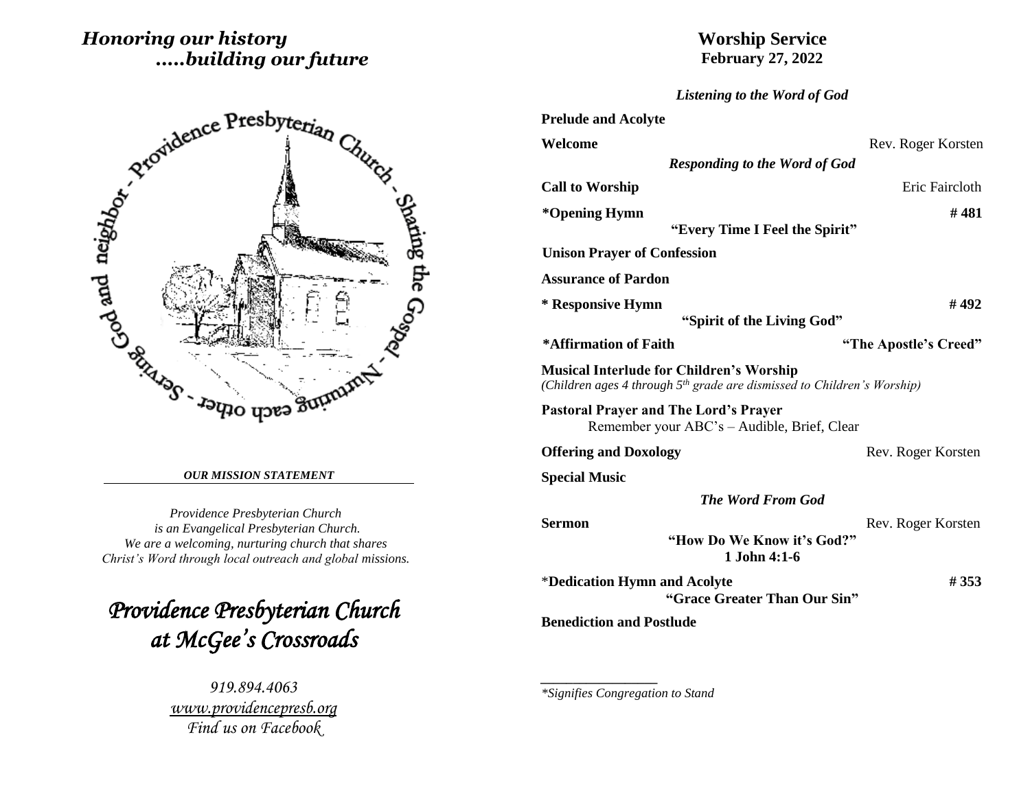*Honoring our history*
*.....building our future*

Providence Presbyterian Church - Sharing the Gospel - Nurturing each other - Serving God and neighbor

*OUR MISSION STATEMENT*

*Providence Presbyterian Church is an Evangelical Presbyterian Church. We are a welcoming, nurturing church that shares Christ's Word through local outreach and global missions.*

# *Providence Presbyterian Church at McGee's Crossroads*

*919.894.4063*
*www.providencepresb.org*
*Find us on Facebook*

# Worship Service
**February 27, 2022**

*Listening to the Word of God*

**Prelude and Acolyte**

**Welcome** — Rev. Roger Korsten

*Responding to the Word of God*

**Call to Worship** — Eric Faircloth

**\*Opening Hymn** — **# 481**
**"Every Time I Feel the Spirit"**

**Unison Prayer of Confession**

**Assurance of Pardon**

**\* Responsive Hymn** — **# 492**
**"Spirit of the Living God"**

**\*Affirmation of Faith** — **"The Apostle's Creed"**

**Musical Interlude for Children's Worship**
*(Children ages 4 through 5th grade are dismissed to Children's Worship)*

**Pastoral Prayer and The Lord's Prayer**
Remember your ABC's – Audible, Brief, Clear

**Offering and Doxology** — Rev. Roger Korsten

**Special Music**

*The Word From God*

**Sermon** — Rev. Roger Korsten
**"How Do We Know it's God?"**
**1 John 4:1-6**

\***Dedication Hymn and Acolyte** — **# 353**
**"Grace Greater Than Our Sin"**

**Benediction and Postlude**

---

*\*Signifies Congregation to Stand*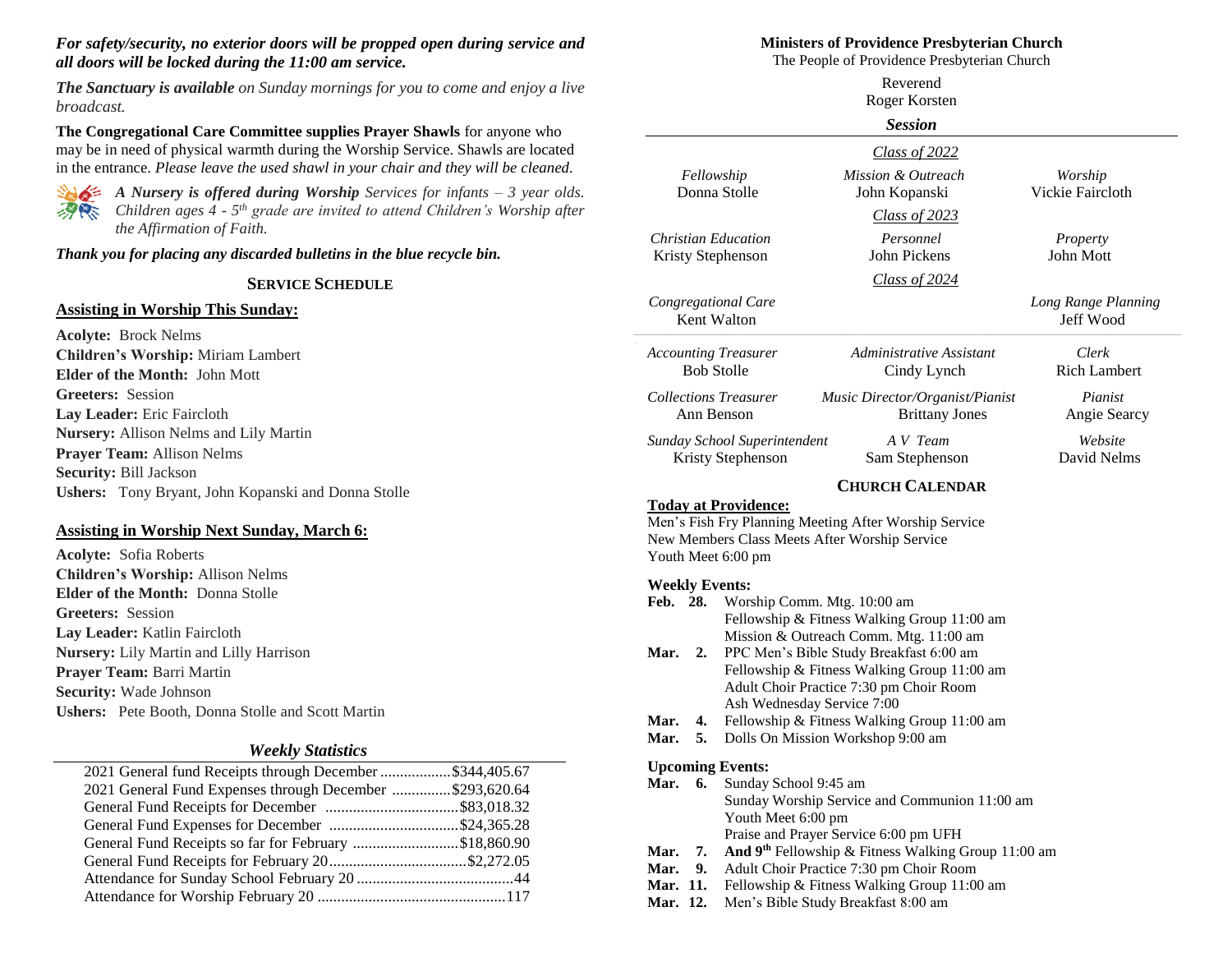***For safety/security, no exterior doors will be propped open during service and all doors will be locked during the 11:00 am service.***

***The Sanctuary is available*** *on Sunday mornings for you to come and enjoy a live broadcast.*

**The Congregational Care Committee supplies Prayer Shawls** for anyone who may be in need of physical warmth during the Worship Service. Shawls are located in the entrance. *Please leave the used shawl in your chair and they will be cleaned.*

***A Nursery is offered during Worship*** *Services for infants – 3 year olds. Children ages 4 - 5th grade are invited to attend Children's Worship after the Affirmation of Faith.*

***Thank you for placing any discarded bulletins in the blue recycle bin.***

## SERVICE SCHEDULE

### Assisting in Worship This Sunday:

**Acolyte:** Brock Nelms
**Children's Worship:** Miriam Lambert
**Elder of the Month:** John Mott
**Greeters:** Session
**Lay Leader:** Eric Faircloth
**Nursery:** Allison Nelms and Lily Martin
**Prayer Team:** Allison Nelms
**Security:** Bill Jackson
**Ushers:** Tony Bryant, John Kopanski and Donna Stolle

### Assisting in Worship Next Sunday, March 6:

**Acolyte:** Sofia Roberts
**Children's Worship:** Allison Nelms
**Elder of the Month:** Donna Stolle
**Greeters:** Session
**Lay Leader:** Katlin Faircloth
**Nursery:** Lily Martin and Lilly Harrison
**Prayer Team:** Barri Martin
**Security:** Wade Johnson
**Ushers:** Pete Booth, Donna Stolle and Scott Martin

### *Weekly Statistics*

| | |
|---|---|
| 2021 General fund Receipts through December | $344,405.67 |
| 2021 General Fund Expenses through December | $293,620.64 |
| General Fund Receipts for December | $83,018.32 |
| General Fund Expenses for December | $24,365.28 |
| General Fund Receipts so far for February | $18,860.90 |
| General Fund Receipts for February 20 | $2,272.05 |
| Attendance for Sunday School February 20 | 44 |
| Attendance for Worship February 20 | 117 |

## Ministers of Providence Presbyterian Church

The People of Providence Presbyterian Church

Reverend
Roger Korsten

### *Session*

**Class of 2022**

*Fellowship* – Donna Stolle
*Mission & Outreach* – John Kopanski
*Worship* – Vickie Faircloth

**Class of 2023**

*Christian Education* – Kristy Stephenson
*Personnel* – John Pickens
*Property* – John Mott

**Class of 2024**

*Congregational Care* – Kent Walton
*Long Range Planning* – Jeff Wood

*Accounting Treasurer* – Bob Stolle
*Administrative Assistant* – Cindy Lynch
*Clerk* – Rich Lambert
*Collections Treasurer* – Ann Benson
*Music Director/Organist/Pianist* – Brittany Jones
*Pianist* – Angie Searcy
*Sunday School Superintendent* – Kristy Stephenson
*A V Team* – Sam Stephenson
*Website* – David Nelms

## CHURCH CALENDAR

### Today at Providence:

Men's Fish Fry Planning Meeting After Worship Service
New Members Class Meets After Worship Service
Youth Meet 6:00 pm

### Weekly Events:

**Feb. 28.** Worship Comm. Mtg. 10:00 am
Fellowship & Fitness Walking Group 11:00 am
Mission & Outreach Comm. Mtg. 11:00 am
**Mar. 2.** PPC Men's Bible Study Breakfast 6:00 am
Fellowship & Fitness Walking Group 11:00 am
Adult Choir Practice 7:30 pm Choir Room
Ash Wednesday Service 7:00
**Mar. 4.** Fellowship & Fitness Walking Group 11:00 am
**Mar. 5.** Dolls On Mission Workshop 9:00 am

### Upcoming Events:

**Mar. 6.** Sunday School 9:45 am
Sunday Worship Service and Communion 11:00 am
Youth Meet 6:00 pm
Praise and Prayer Service 6:00 pm UFH
**Mar. 7. And 9th** Fellowship & Fitness Walking Group 11:00 am
**Mar. 9.** Adult Choir Practice 7:30 pm Choir Room
**Mar. 11.** Fellowship & Fitness Walking Group 11:00 am
**Mar. 12.** Men's Bible Study Breakfast 8:00 am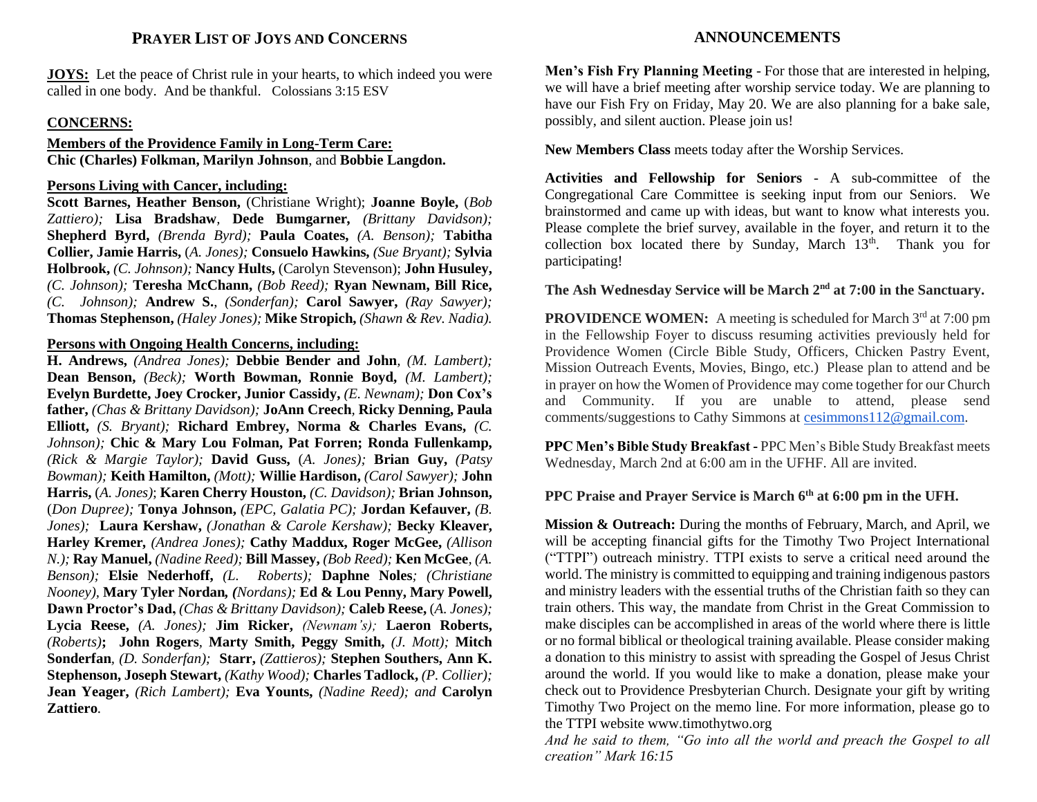# PRAYER LIST OF JOYS AND CONCERNS

**JOYS:** Let the peace of Christ rule in your hearts, to which indeed you were called in one body. And be thankful. Colossians 3:15 ESV

**CONCERNS:**

**Members of the Providence Family in Long-Term Care:**
**Chic (Charles) Folkman, Marilyn Johnson**, and **Bobbie Langdon.**

**Persons Living with Cancer, including:**
**Scott Barnes, Heather Benson,** (Christiane Wright); **Joanne Boyle,** (*Bob Zattiero);* **Lisa Bradshaw**, **Dede Bumgarner,** *(Brittany Davidson);* **Shepherd Byrd,** *(Brenda Byrd);* **Paula Coates,** *(A. Benson);* **Tabitha Collier, Jamie Harris,** (*A. Jones);* **Consuelo Hawkins,** *(Sue Bryant);* **Sylvia Holbrook,** *(C. Johnson);* **Nancy Hults,** (Carolyn Stevenson); **John Husuley,** *(C. Johnson);* **Teresha McChann,** *(Bob Reed);* **Ryan Newnam, Bill Rice,** *(C. Johnson);* **Andrew S.**, *(Sonderfan);* **Carol Sawyer,** *(Ray Sawyer);* **Thomas Stephenson,** *(Haley Jones);* **Mike Stropich,** *(Shawn & Rev. Nadia).*

**Persons with Ongoing Health Concerns, including:**
**H. Andrews,** *(Andrea Jones);* **Debbie Bender and John**, *(M. Lambert);* **Dean Benson,** *(Beck);* **Worth Bowman, Ronnie Boyd,** *(M. Lambert);* **Evelyn Burdette, Joey Crocker, Junior Cassidy,** *(E. Newnam);* **Don Cox's father,** *(Chas & Brittany Davidson);* **JoAnn Creech**, **Ricky Denning, Paula Elliott,** *(S. Bryant);* **Richard Embrey, Norma & Charles Evans,** *(C. Johnson);* **Chic & Mary Lou Folman, Pat Forren; Ronda Fullenkamp,** *(Rick & Margie Taylor);* **David Guss,** (*A. Jones);* **Brian Guy,** *(Patsy Bowman);* **Keith Hamilton,** *(Mott);* **Willie Hardison,** *(Carol Sawyer);* **John Harris,** (*A. Jones)*; **Karen Cherry Houston,** *(C. Davidson);* **Brian Johnson,** (*Don Dupree);* **Tonya Johnson,** *(EPC, Galatia PC);* **Jordan Kefauver,** *(B. Jones);* **Laura Kershaw,** *(Jonathan & Carole Kershaw);* **Becky Kleaver, Harley Kremer,** *(Andrea Jones);* **Cathy Maddux, Roger McGee,** *(Allison N.);* **Ray Manuel,** *(Nadine Reed);* **Bill Massey,** *(Bob Reed);* **Ken McGee**, *(A. Benson);* **Elsie Nederhoff,** *(L. Roberts);* **Daphne Noles***; (Christiane Nooney),* **Mary Tyler Nordan,** *(Nordans);* **Ed & Lou Penny, Mary Powell, Dawn Proctor's Dad,** *(Chas & Brittany Davidson);* **Caleb Reese,** (*A. Jones);* **Lycia Reese,** *(A. Jones);* **Jim Ricker,** *(Newnam's);* **Laeron Roberts,** *(Roberts)***; John Rogers**, **Marty Smith, Peggy Smith,** *(J. Mott);* **Mitch Sonderfan**, *(D. Sonderfan);* **Starr,** *(Zattieros);* **Stephen Southers, Ann K. Stephenson, Joseph Stewart,** *(Kathy Wood);* **Charles Tadlock,** *(P. Collier);* **Jean Yeager,** *(Rich Lambert);* **Eva Younts,** *(Nadine Reed); and* **Carolyn Zattiero**.

# ANNOUNCEMENTS

**Men's Fish Fry Planning Meeting** - For those that are interested in helping, we will have a brief meeting after worship service today. We are planning to have our Fish Fry on Friday, May 20. We are also planning for a bake sale, possibly, and silent auction. Please join us!

**New Members Class** meets today after the Worship Services.

**Activities and Fellowship for Seniors** - A sub-committee of the Congregational Care Committee is seeking input from our Seniors. We brainstormed and came up with ideas, but want to know what interests you. Please complete the brief survey, available in the foyer, and return it to the collection box located there by Sunday, March 13th. Thank you for participating!

**The Ash Wednesday Service will be March 2nd at 7:00 in the Sanctuary.**

**PROVIDENCE WOMEN:** A meeting is scheduled for March 3rd at 7:00 pm in the Fellowship Foyer to discuss resuming activities previously held for Providence Women (Circle Bible Study, Officers, Chicken Pastry Event, Mission Outreach Events, Movies, Bingo, etc.) Please plan to attend and be in prayer on how the Women of Providence may come together for our Church and Community. If you are unable to attend, please send comments/suggestions to Cathy Simmons at cesimmons112@gmail.com.

**PPC Men's Bible Study Breakfast -** PPC Men's Bible Study Breakfast meets Wednesday, March 2nd at 6:00 am in the UFHF. All are invited.

**PPC Praise and Prayer Service is March 6th at 6:00 pm in the UFH.**

**Mission & Outreach:** During the months of February, March, and April, we will be accepting financial gifts for the Timothy Two Project International ("TTPI") outreach ministry. TTPI exists to serve a critical need around the world. The ministry is committed to equipping and training indigenous pastors and ministry leaders with the essential truths of the Christian faith so they can train others. This way, the mandate from Christ in the Great Commission to make disciples can be accomplished in areas of the world where there is little or no formal biblical or theological training available. Please consider making a donation to this ministry to assist with spreading the Gospel of Jesus Christ around the world. If you would like to make a donation, please make your check out to Providence Presbyterian Church. Designate your gift by writing Timothy Two Project on the memo line. For more information, please go to the TTPI website www.timothytwo.org

*And he said to them, "Go into all the world and preach the Gospel to all creation" Mark 16:15*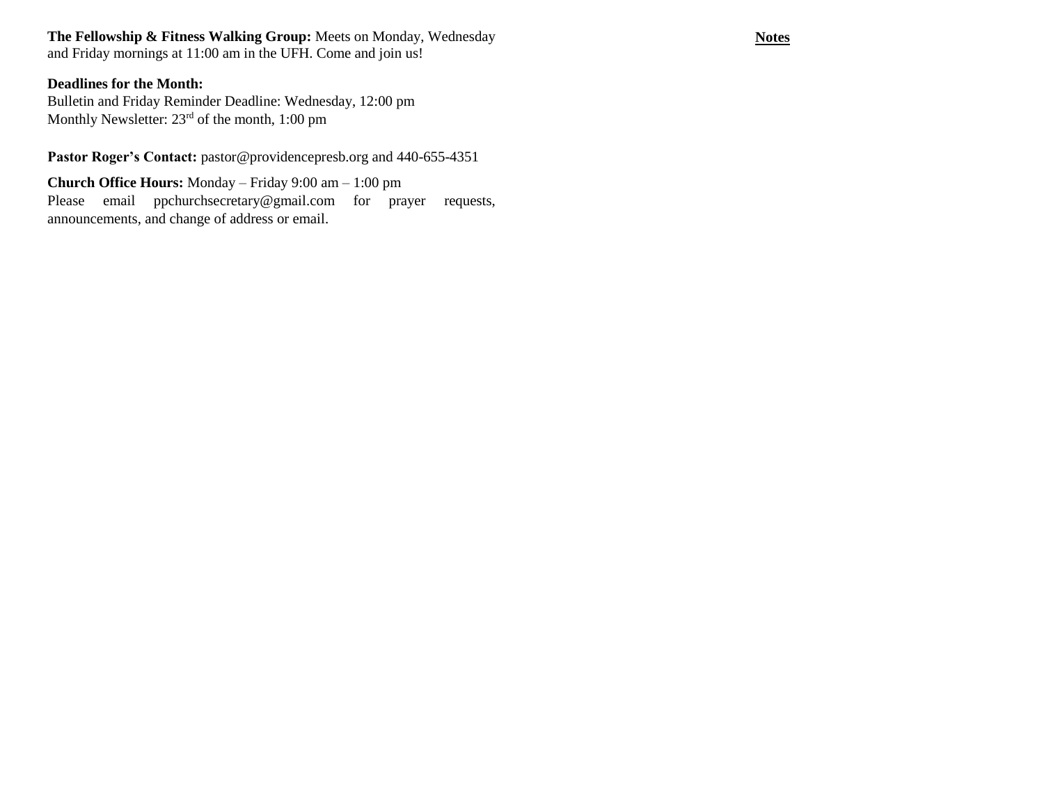**The Fellowship & Fitness Walking Group:** Meets on Monday, Wednesday and Friday mornings at 11:00 am in the UFH. Come and join us!

**Deadlines for the Month:**
Bulletin and Friday Reminder Deadline: Wednesday, 12:00 pm
Monthly Newsletter: 23rd of the month, 1:00 pm

**Pastor Roger's Contact:** pastor@providencepresb.org and 440-655-4351

**Church Office Hours:** Monday – Friday 9:00 am – 1:00 pm
Please email ppchurchsecretary@gmail.com for prayer requests, announcements, and change of address or email.

**<u>Notes</u>**